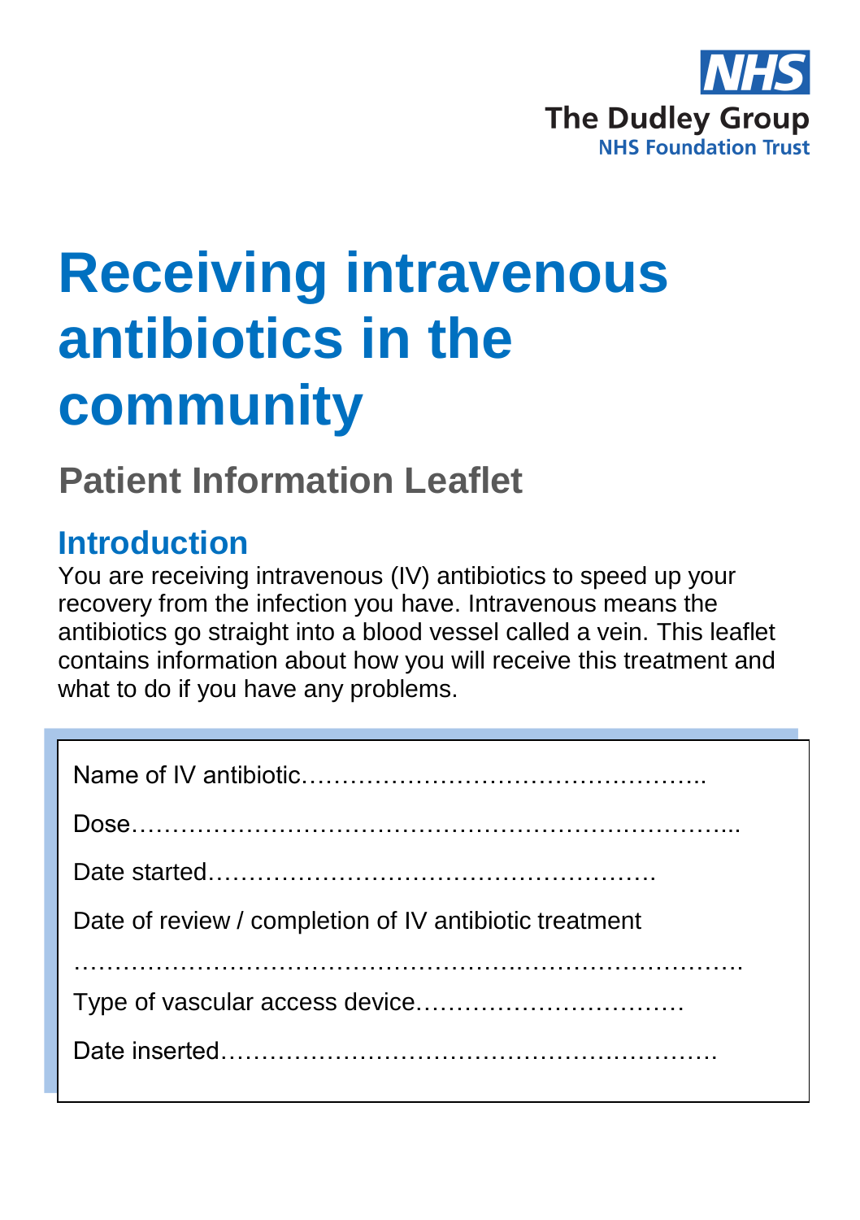NHS
The Dudley Group
NHS Foundation Trust

# Receiving intravenous antibiotics in the community

## Patient Information Leaflet

## Introduction

You are receiving intravenous (IV) antibiotics to speed up your recovery from the infection you have. Intravenous means the antibiotics go straight into a blood vessel called a vein. This leaflet contains information about how you will receive this treatment and what to do if you have any problems.

Name of IV antibiotic…………………………………………..

Dose…………………………………………………………….....

Date started……………………………………………….

Date of review / completion of IV antibiotic treatment

……………………………………………………………………….

Type of vascular access device……………………………

Date inserted……………………………………………………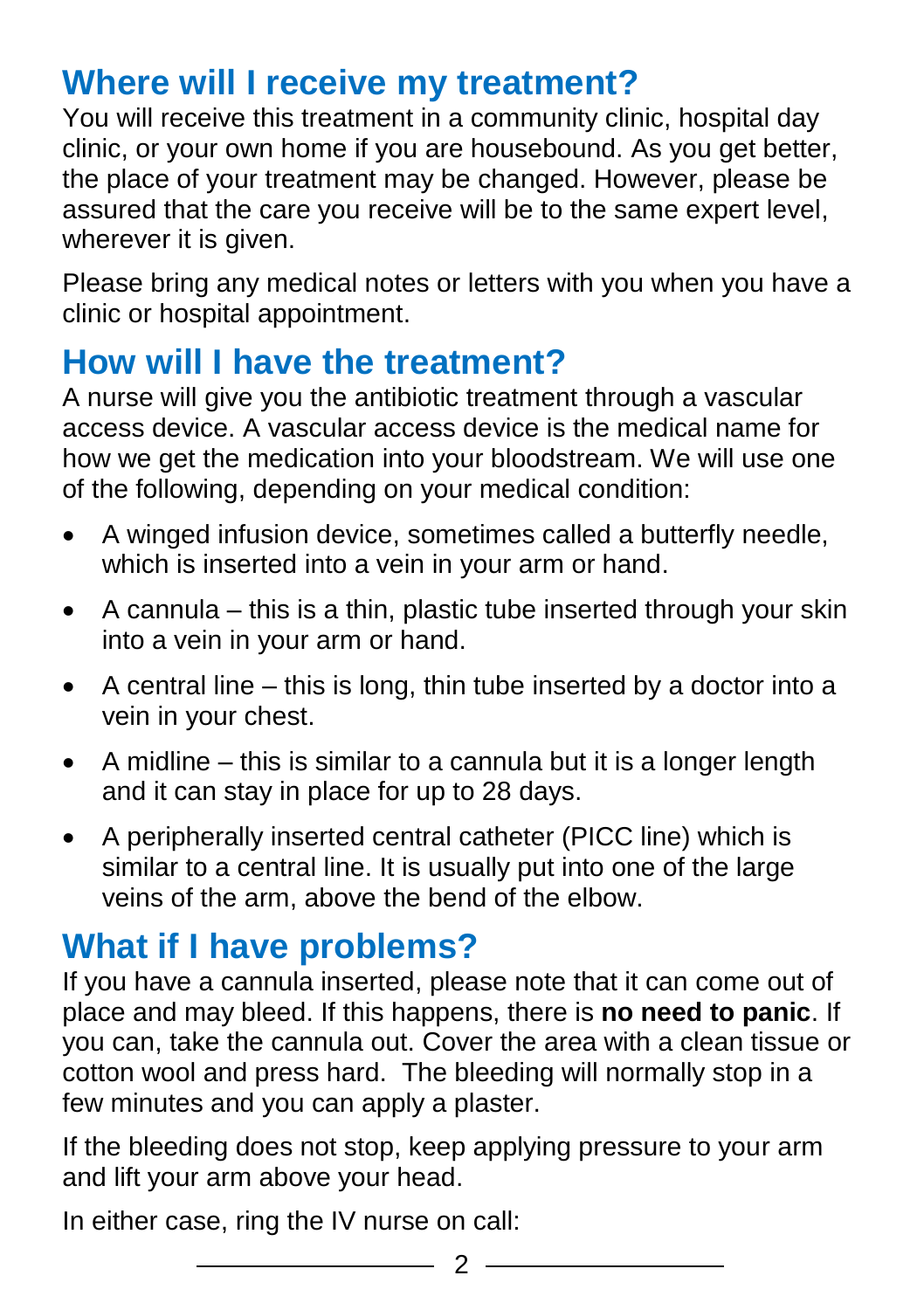## Where will I receive my treatment?

You will receive this treatment in a community clinic, hospital day clinic, or your own home if you are housebound. As you get better, the place of your treatment may be changed. However, please be assured that the care you receive will be to the same expert level, wherever it is given.

Please bring any medical notes or letters with you when you have a clinic or hospital appointment.

## How will I have the treatment?

A nurse will give you the antibiotic treatment through a vascular access device. A vascular access device is the medical name for how we get the medication into your bloodstream. We will use one of the following, depending on your medical condition:

- A winged infusion device, sometimes called a butterfly needle, which is inserted into a vein in your arm or hand.
- A cannula – this is a thin, plastic tube inserted through your skin into a vein in your arm or hand.
- A central line – this is long, thin tube inserted by a doctor into a vein in your chest.
- A midline – this is similar to a cannula but it is a longer length and it can stay in place for up to 28 days.
- A peripherally inserted central catheter (PICC line) which is similar to a central line. It is usually put into one of the large veins of the arm, above the bend of the elbow.

## What if I have problems?

If you have a cannula inserted, please note that it can come out of place and may bleed. If this happens, there is **no need to panic**. If you can, take the cannula out. Cover the area with a clean tissue or cotton wool and press hard. The bleeding will normally stop in a few minutes and you can apply a plaster.

If the bleeding does not stop, keep applying pressure to your arm and lift your arm above your head.

In either case, ring the IV nurse on call: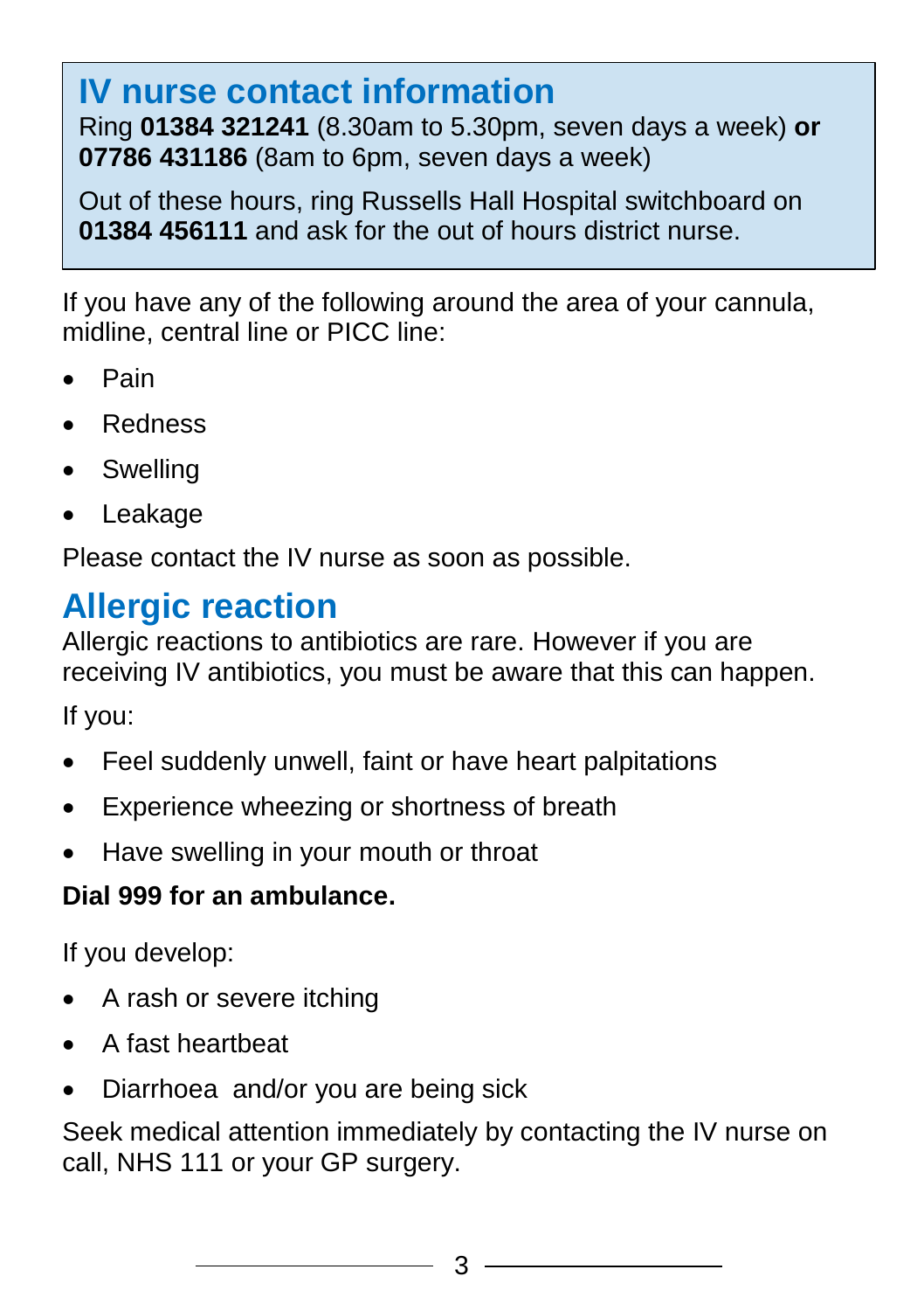## IV nurse contact information

Ring **01384 321241** (8.30am to 5.30pm, seven days a week) **or 07786 431186** (8am to 6pm, seven days a week)

Out of these hours, ring Russells Hall Hospital switchboard on **01384 456111** and ask for the out of hours district nurse.

If you have any of the following around the area of your cannula, midline, central line or PICC line:

- Pain
- Redness
- Swelling
- Leakage

Please contact the IV nurse as soon as possible.

## Allergic reaction

Allergic reactions to antibiotics are rare. However if you are receiving IV antibiotics, you must be aware that this can happen.

If you:

- Feel suddenly unwell, faint or have heart palpitations
- Experience wheezing or shortness of breath
- Have swelling in your mouth or throat

**Dial 999 for an ambulance.**

If you develop:

- A rash or severe itching
- A fast heartbeat
- Diarrhoea and/or you are being sick

Seek medical attention immediately by contacting the IV nurse on call, NHS 111 or your GP surgery.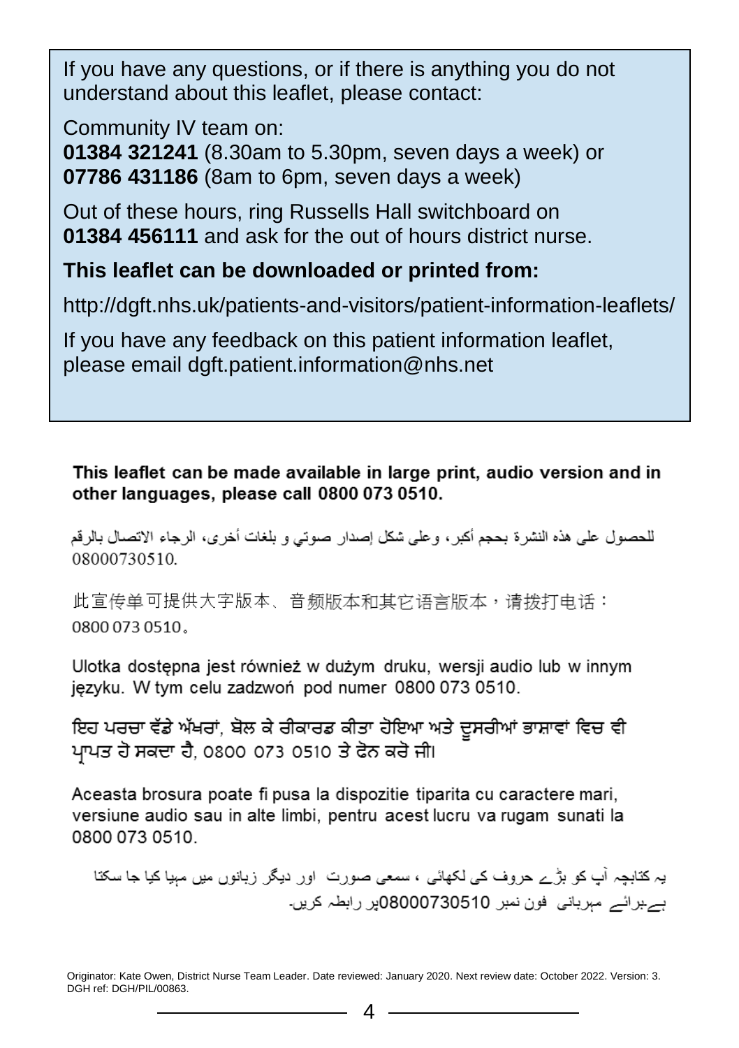If you have any questions, or if there is anything you do not understand about this leaflet, please contact:

Community IV team on:
**01384 321241** (8.30am to 5.30pm, seven days a week) or
**07786 431186** (8am to 6pm, seven days a week)

Out of these hours, ring Russells Hall switchboard on **01384 456111** and ask for the out of hours district nurse.

**This leaflet can be downloaded or printed from:**

http://dgft.nhs.uk/patients-and-visitors/patient-information-leaflets/

If you have any feedback on this patient information leaflet, please email dgft.patient.information@nhs.net

**This leaflet can be made available in large print, audio version and in other languages, please call 0800 073 0510.**

للحصول على هذه النشرة بحجم أكبر، وعلى شكل إصدار صوتي و بلغات أخرى، الرجاء الاتصال بالرقم 08000730510.

此宣传单可提供大字版本、音频版本和其它语言版本，请拨打电话：0800 073 0510。

Ulotka dostępna jest również w dużym druku, wersji audio lub w innym języku. W tym celu zadzwoń pod numer 0800 073 0510.

ਇਹ ਪਰਚਾ ਵੱਡੇ ਅੱਖਰਾਂ, ਬੋਲ ਕੇ ਰੀਕਾਰਡ ਕੀਤਾ ਹੋਇਆ ਅਤੇ ਦੂਸਰੀਆਂ ਭਾਸ਼ਾਵਾਂ ਵਿਚ ਵੀ ਪ੍ਰਾਪਤ ਹੋ ਸਕਦਾ ਹੈ, 0800 073 0510 ਤੇ ਫੋਨ ਕਰੋ ਜੀ।

Aceasta brosura poate fi pusa la dispozitie tiparita cu caractere mari, versiune audio sau in alte limbi, pentru acest lucru va rugam sunati la 0800 073 0510.

یہ کتابچہ آپ کو بڑے حروف کی لکھائی ، سمعی صورت اور دیگر زبانوں میں مہیا کیا جا سکتا ہے۔برائے مہربانی فون نمبر 08000730510پر رابطہ کریں۔

Originator: Kate Owen, District Nurse Team Leader. Date reviewed: January 2020. Next review date: October 2022. Version: 3. DGH ref: DGH/PIL/00863.